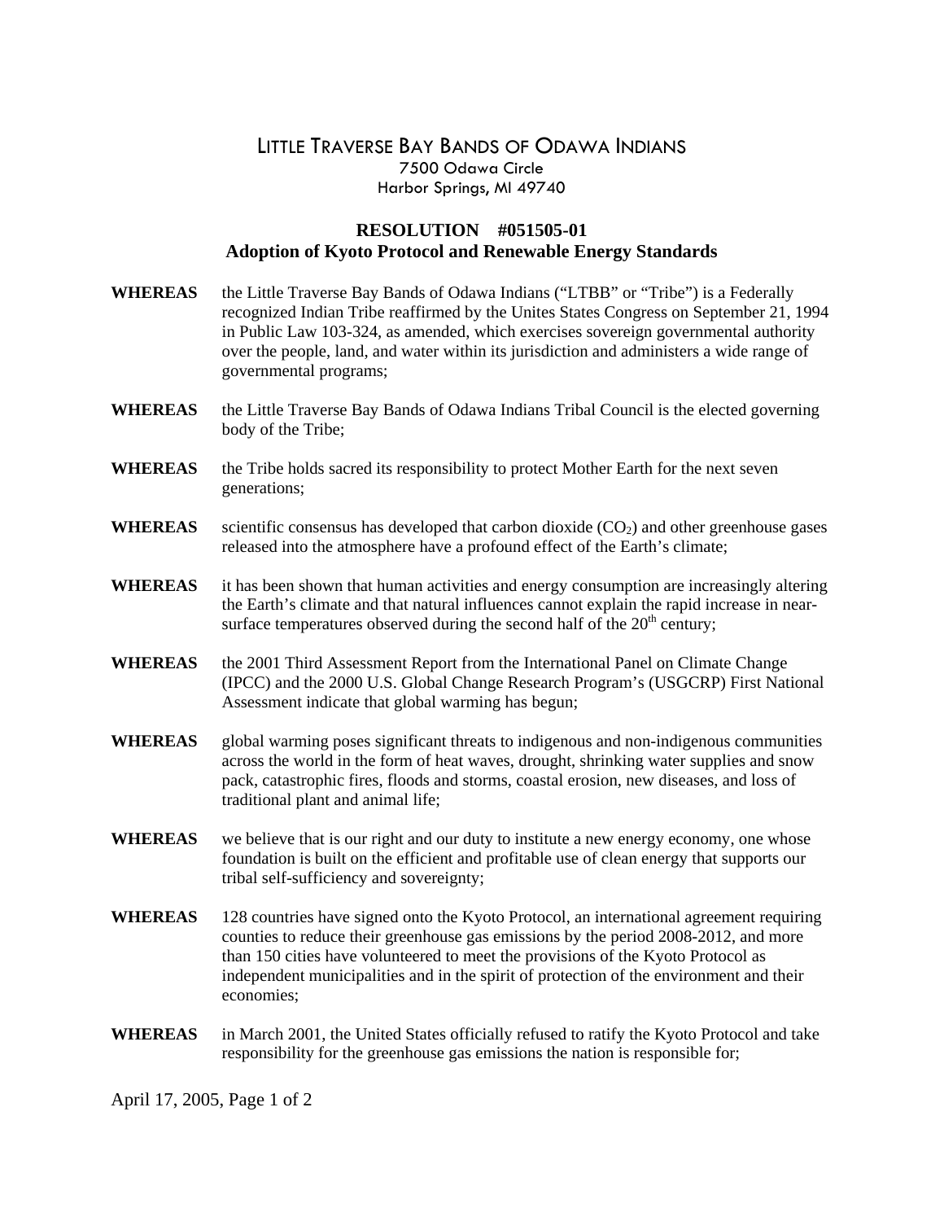# Little Traverse Bay Bands of Odawa Indians

7500 Odawa Circle
Harbor Springs, MI 49740

## RESOLUTION #051505-01
## Adoption of Kyoto Protocol and Renewable Energy Standards

**WHEREAS** the Little Traverse Bay Bands of Odawa Indians ("LTBB" or "Tribe") is a Federally recognized Indian Tribe reaffirmed by the Unites States Congress on September 21, 1994 in Public Law 103-324, as amended, which exercises sovereign governmental authority over the people, land, and water within its jurisdiction and administers a wide range of governmental programs;

**WHEREAS** the Little Traverse Bay Bands of Odawa Indians Tribal Council is the elected governing body of the Tribe;

**WHEREAS** the Tribe holds sacred its responsibility to protect Mother Earth for the next seven generations;

**WHEREAS** scientific consensus has developed that carbon dioxide ($CO_2$) and other greenhouse gases released into the atmosphere have a profound effect of the Earth's climate;

**WHEREAS** it has been shown that human activities and energy consumption are increasingly altering the Earth's climate and that natural influences cannot explain the rapid increase in near-surface temperatures observed during the second half of the 20th century;

**WHEREAS** the 2001 Third Assessment Report from the International Panel on Climate Change (IPCC) and the 2000 U.S. Global Change Research Program's (USGCRP) First National Assessment indicate that global warming has begun;

**WHEREAS** global warming poses significant threats to indigenous and non-indigenous communities across the world in the form of heat waves, drought, shrinking water supplies and snow pack, catastrophic fires, floods and storms, coastal erosion, new diseases, and loss of traditional plant and animal life;

**WHEREAS** we believe that is our right and our duty to institute a new energy economy, one whose foundation is built on the efficient and profitable use of clean energy that supports our tribal self-sufficiency and sovereignty;

**WHEREAS** 128 countries have signed onto the Kyoto Protocol, an international agreement requiring counties to reduce their greenhouse gas emissions by the period 2008-2012, and more than 150 cities have volunteered to meet the provisions of the Kyoto Protocol as independent municipalities and in the spirit of protection of the environment and their economies;

**WHEREAS** in March 2001, the United States officially refused to ratify the Kyoto Protocol and take responsibility for the greenhouse gas emissions the nation is responsible for;

April 17, 2005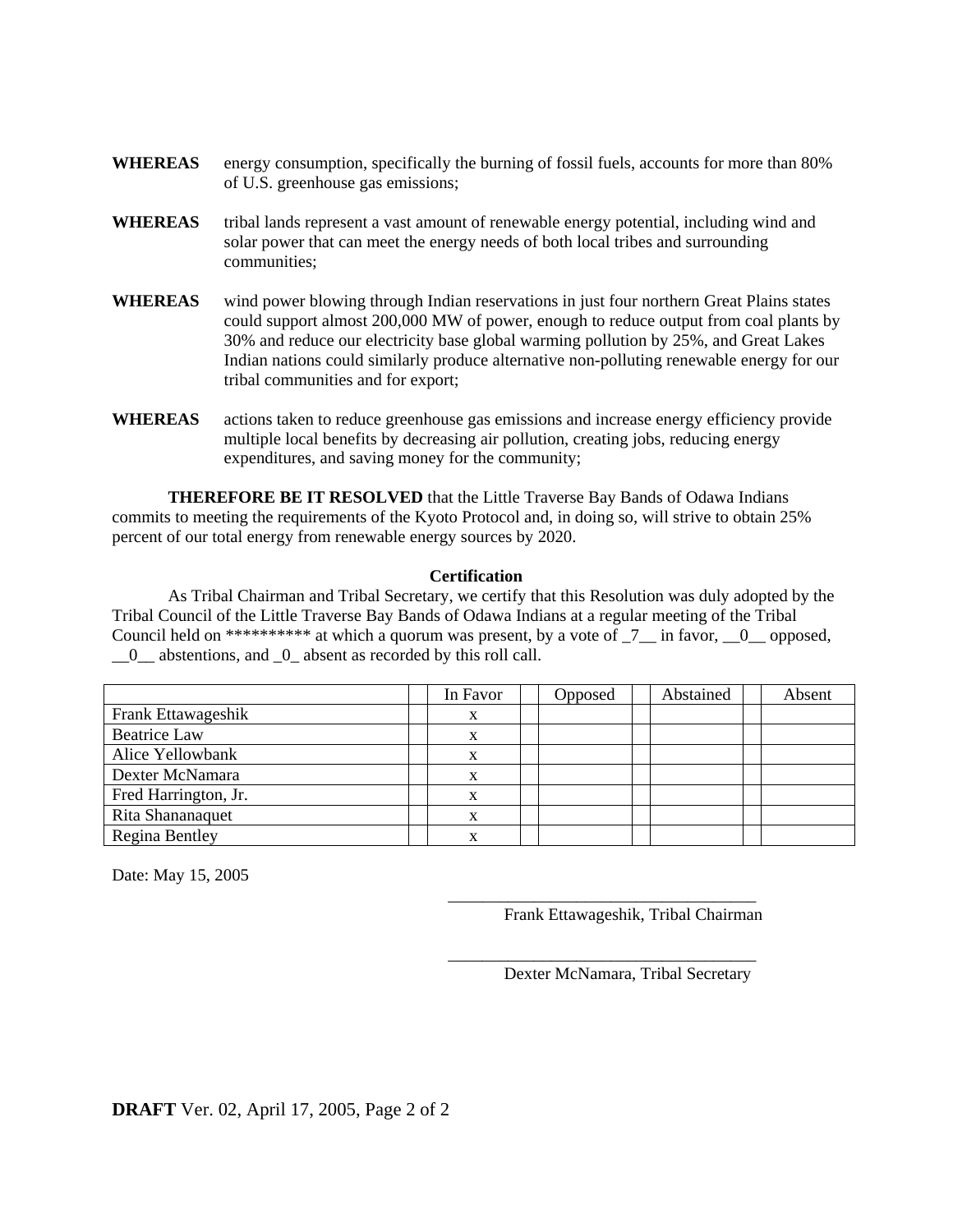**WHEREAS** energy consumption, specifically the burning of fossil fuels, accounts for more than 80% of U.S. greenhouse gas emissions;

**WHEREAS** tribal lands represent a vast amount of renewable energy potential, including wind and solar power that can meet the energy needs of both local tribes and surrounding communities;

**WHEREAS** wind power blowing through Indian reservations in just four northern Great Plains states could support almost 200,000 MW of power, enough to reduce output from coal plants by 30% and reduce our electricity base global warming pollution by 25%, and Great Lakes Indian nations could similarly produce alternative non-polluting renewable energy for our tribal communities and for export;

**WHEREAS** actions taken to reduce greenhouse gas emissions and increase energy efficiency provide multiple local benefits by decreasing air pollution, creating jobs, reducing energy expenditures, and saving money for the community;

**THEREFORE BE IT RESOLVED** that the Little Traverse Bay Bands of Odawa Indians commits to meeting the requirements of the Kyoto Protocol and, in doing so, will strive to obtain 25% percent of our total energy from renewable energy sources by 2020.

**Certification**

As Tribal Chairman and Tribal Secretary, we certify that this Resolution was duly adopted by the Tribal Council of the Little Traverse Bay Bands of Odawa Indians at a regular meeting of the Tribal Council held on ********** at which a quorum was present, by a vote of _7__ in favor, __0__ opposed, __0__ abstentions, and _0_ absent as recorded by this roll call.

| | In Favor | Opposed | Abstained | Absent |
|---|---|---|---|---|
| Frank Ettawageshik | x | | | |
| Beatrice Law | x | | | |
| Alice Yellowbank | x | | | |
| Dexter McNamara | x | | | |
| Fred Harrington, Jr. | x | | | |
| Rita Shananaquet | x | | | |
| Regina Bentley | x | | | |

Date: May 15, 2005

_____________________________________
Frank Ettawageshik, Tribal Chairman

_____________________________________
Dexter McNamara, Tribal Secretary